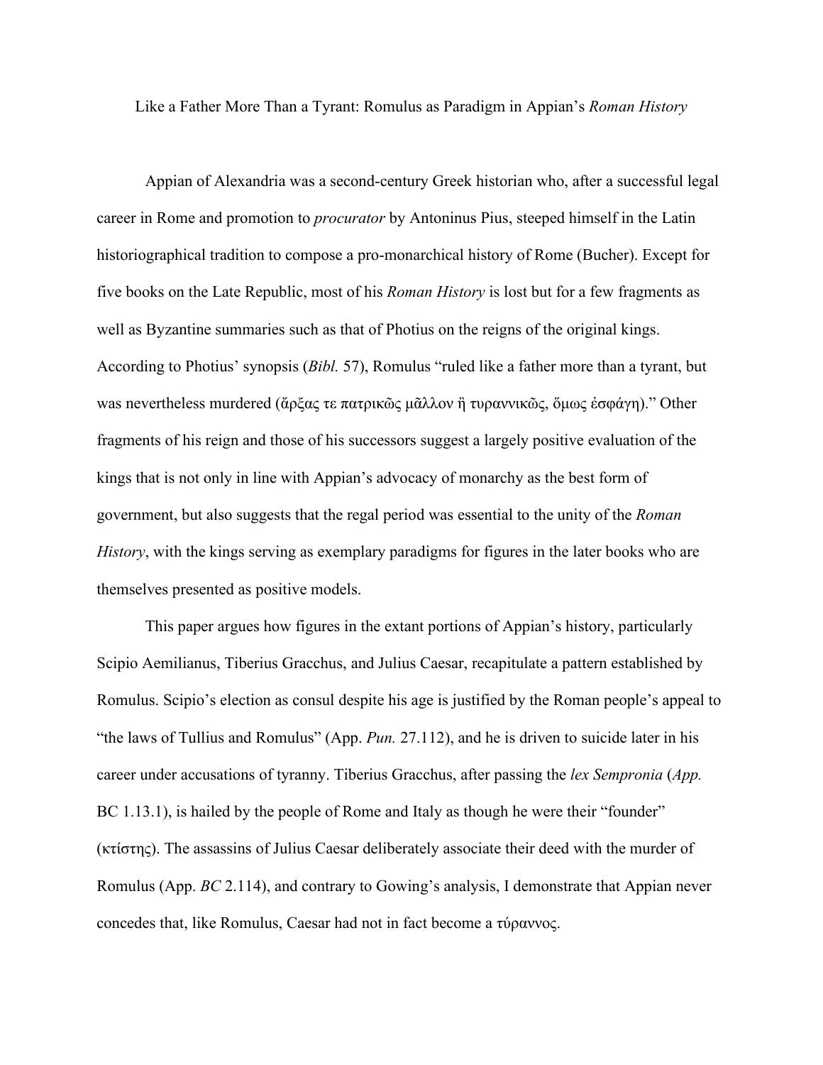Like a Father More Than a Tyrant: Romulus as Paradigm in Appian's *Roman History*

Appian of Alexandria was a second-century Greek historian who, after a successful legal career in Rome and promotion to *procurator* by Antoninus Pius, steeped himself in the Latin historiographical tradition to compose a pro-monarchical history of Rome (Bucher). Except for five books on the Late Republic, most of his *Roman History* is lost but for a few fragments as well as Byzantine summaries such as that of Photius on the reigns of the original kings. According to Photius' synopsis (*Bibl.* 57), Romulus "ruled like a father more than a tyrant, but was nevertheless murdered (ἄρξας τε πατρικῶς μᾶλλον ἢ τυραννικῶς, ὅμως ἐσφάγη)." Other fragments of his reign and those of his successors suggest a largely positive evaluation of the kings that is not only in line with Appian's advocacy of monarchy as the best form of government, but also suggests that the regal period was essential to the unity of the *Roman History*, with the kings serving as exemplary paradigms for figures in the later books who are themselves presented as positive models.

This paper argues how figures in the extant portions of Appian's history, particularly Scipio Aemilianus, Tiberius Gracchus, and Julius Caesar, recapitulate a pattern established by Romulus. Scipio's election as consul despite his age is justified by the Roman people's appeal to "the laws of Tullius and Romulus" (App. *Pun.* 27.112), and he is driven to suicide later in his career under accusations of tyranny. Tiberius Gracchus, after passing the *lex Sempronia* (*App.* BC 1.13.1), is hailed by the people of Rome and Italy as though he were their "founder" (κτίστης). The assassins of Julius Caesar deliberately associate their deed with the murder of Romulus (App. *BC* 2.114), and contrary to Gowing's analysis, I demonstrate that Appian never concedes that, like Romulus, Caesar had not in fact become a τύραννος.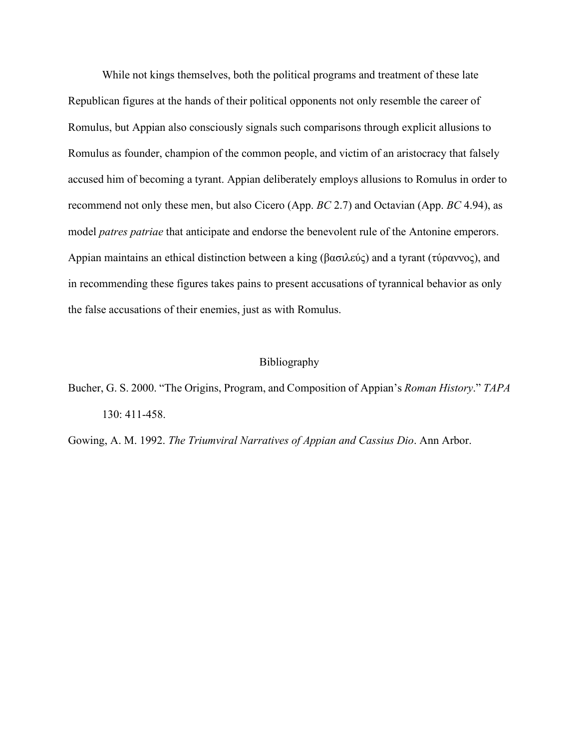While not kings themselves, both the political programs and treatment of these late Republican figures at the hands of their political opponents not only resemble the career of Romulus, but Appian also consciously signals such comparisons through explicit allusions to Romulus as founder, champion of the common people, and victim of an aristocracy that falsely accused him of becoming a tyrant. Appian deliberately employs allusions to Romulus in order to recommend not only these men, but also Cicero (App. *BC* 2.7) and Octavian (App. *BC* 4.94), as model *patres patriae* that anticipate and endorse the benevolent rule of the Antonine emperors. Appian maintains an ethical distinction between a king (βασιλεύς) and a tyrant (τύραννος), and in recommending these figures takes pains to present accusations of tyrannical behavior as only the false accusations of their enemies, just as with Romulus.

## Bibliography

Bucher, G. S. 2000. "The Origins, Program, and Composition of Appian's *Roman History*." *TAPA* 130: 411-458.

Gowing, A. M. 1992. *The Triumviral Narratives of Appian and Cassius Dio*. Ann Arbor.